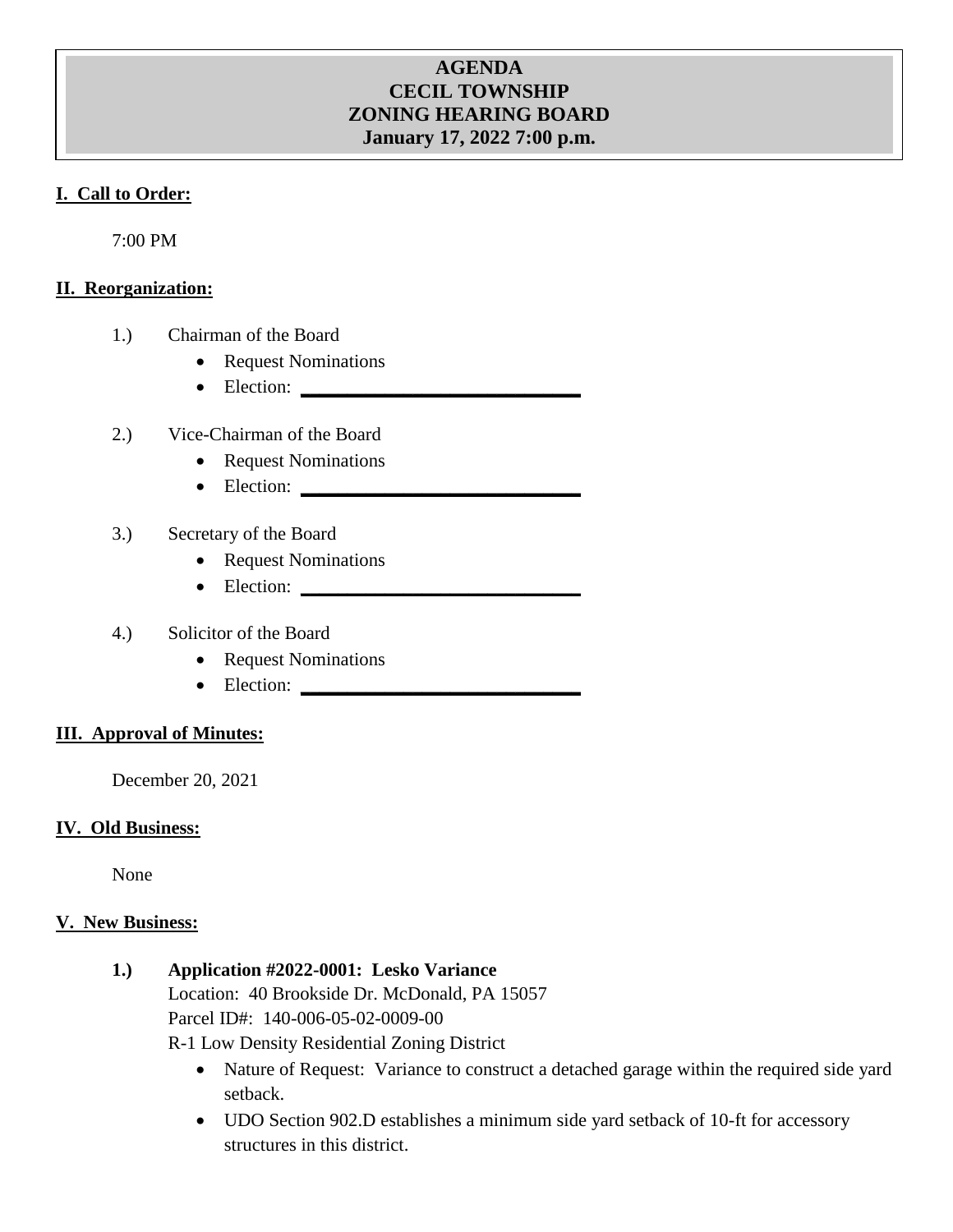# AGENDA
# CECIL TOWNSHIP
# ZONING HEARING BOARD
# January 17, 2022 7:00 p.m.

## I. Call to Order:

7:00 PM

## II. Reorganization:

1.) Chairman of the Board
- Request Nominations
- Election: ______________________________

2.) Vice-Chairman of the Board
- Request Nominations
- Election: ______________________________

3.) Secretary of the Board
- Request Nominations
- Election: ______________________________

4.) Solicitor of the Board
- Request Nominations
- Election: ______________________________

## III. Approval of Minutes:

December 20, 2021

## IV. Old Business:

None

## V. New Business:

**1.) Application #2022-0001: Lesko Variance**

Location: 40 Brookside Dr. McDonald, PA 15057
Parcel ID#: 140-006-05-02-0009-00
R-1 Low Density Residential Zoning District

- Nature of Request: Variance to construct a detached garage within the required side yard setback.
- UDO Section 902.D establishes a minimum side yard setback of 10-ft for accessory structures in this district.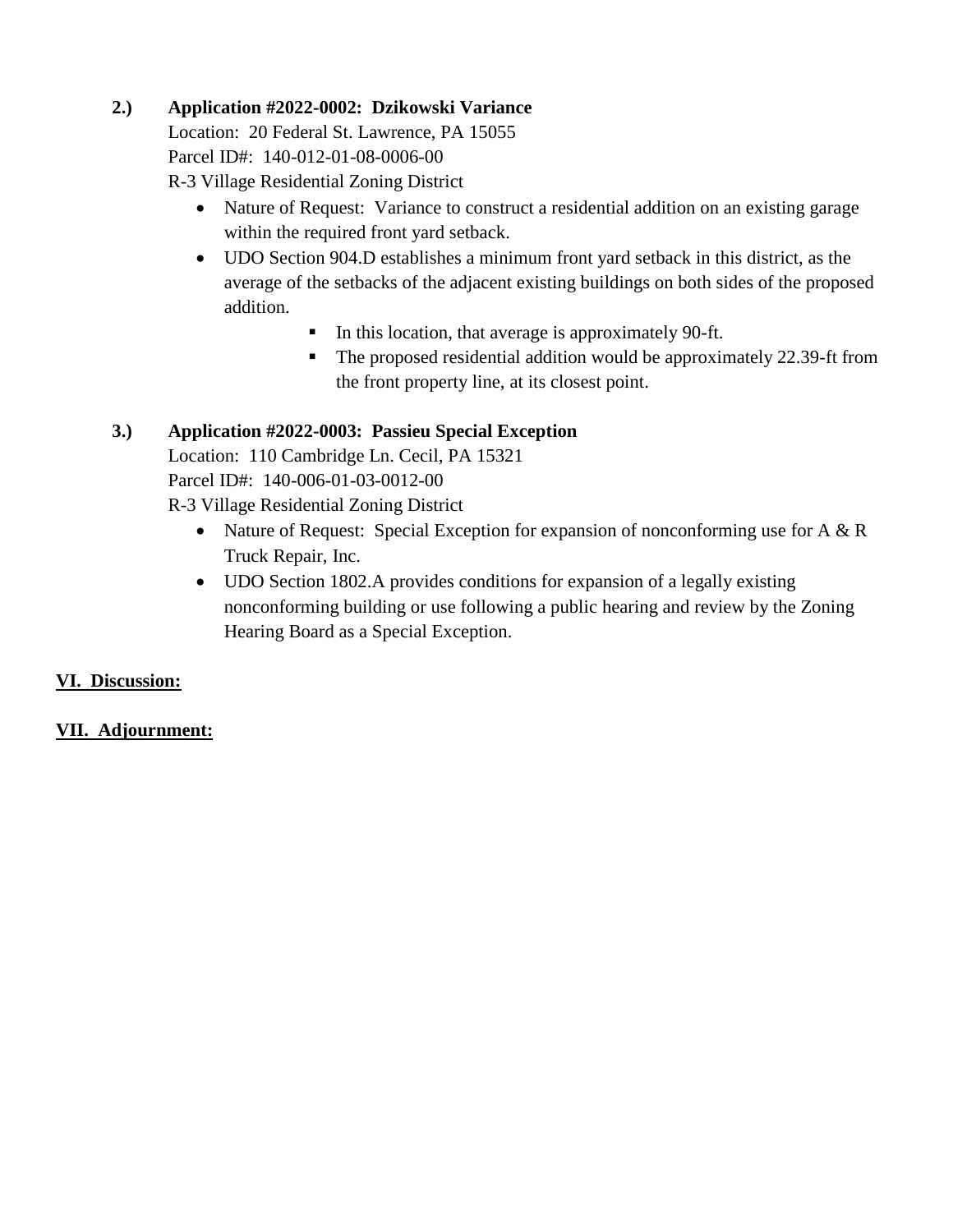2.) **Application #2022-0002: Dzikowski Variance**
Location: 20 Federal St. Lawrence, PA 15055
Parcel ID#: 140-012-01-08-0006-00
R-3 Village Residential Zoning District

- Nature of Request: Variance to construct a residential addition on an existing garage within the required front yard setback.
- UDO Section 904.D establishes a minimum front yard setback in this district, as the average of the setbacks of the adjacent existing buildings on both sides of the proposed addition.
  - In this location, that average is approximately 90-ft.
  - The proposed residential addition would be approximately 22.39-ft from the front property line, at its closest point.

3.) **Application #2022-0003: Passieu Special Exception**
Location: 110 Cambridge Ln. Cecil, PA 15321
Parcel ID#: 140-006-01-03-0012-00
R-3 Village Residential Zoning District

- Nature of Request: Special Exception for expansion of nonconforming use for A & R Truck Repair, Inc.
- UDO Section 1802.A provides conditions for expansion of a legally existing nonconforming building or use following a public hearing and review by the Zoning Hearing Board as a Special Exception.

**VI. Discussion:**

**VII. Adjournment:**